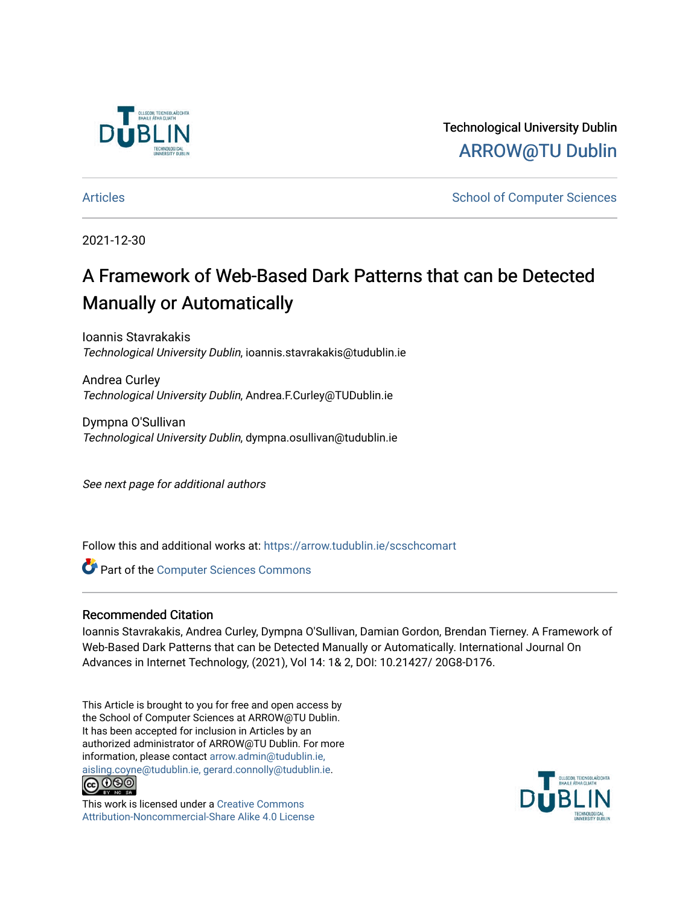Technological University Dublin

ARROW@TU Dublin

Articles | School of Computer Sciences

2021-12-30

# A Framework of Web-Based Dark Patterns that can be Detected Manually or Automatically

Ioannis Stavrakakis
*Technological University Dublin*, ioannis.stavrakakis@tudublin.ie

Andrea Curley
*Technological University Dublin*, Andrea.F.Curley@TUDublin.ie

Dympna O'Sullivan
*Technological University Dublin*, dympna.osullivan@tudublin.ie

*See next page for additional authors*

Follow this and additional works at: https://arrow.tudublin.ie/scschcomart

Part of the Computer Sciences Commons

## Recommended Citation

Ioannis Stavrakakis, Andrea Curley, Dympna O'Sullivan, Damian Gordon, Brendan Tierney. A Framework of Web-Based Dark Patterns that can be Detected Manually or Automatically. International Journal On Advances in Internet Technology, (2021), Vol 14: 1& 2, DOI: 10.21427/ 20G8-D176.

This Article is brought to you for free and open access by the School of Computer Sciences at ARROW@TU Dublin. It has been accepted for inclusion in Articles by an authorized administrator of ARROW@TU Dublin. For more information, please contact arrow.admin@tudublin.ie, aisling.coyne@tudublin.ie, gerard.connolly@tudublin.ie.

This work is licensed under a Creative Commons Attribution-Noncommercial-Share Alike 4.0 License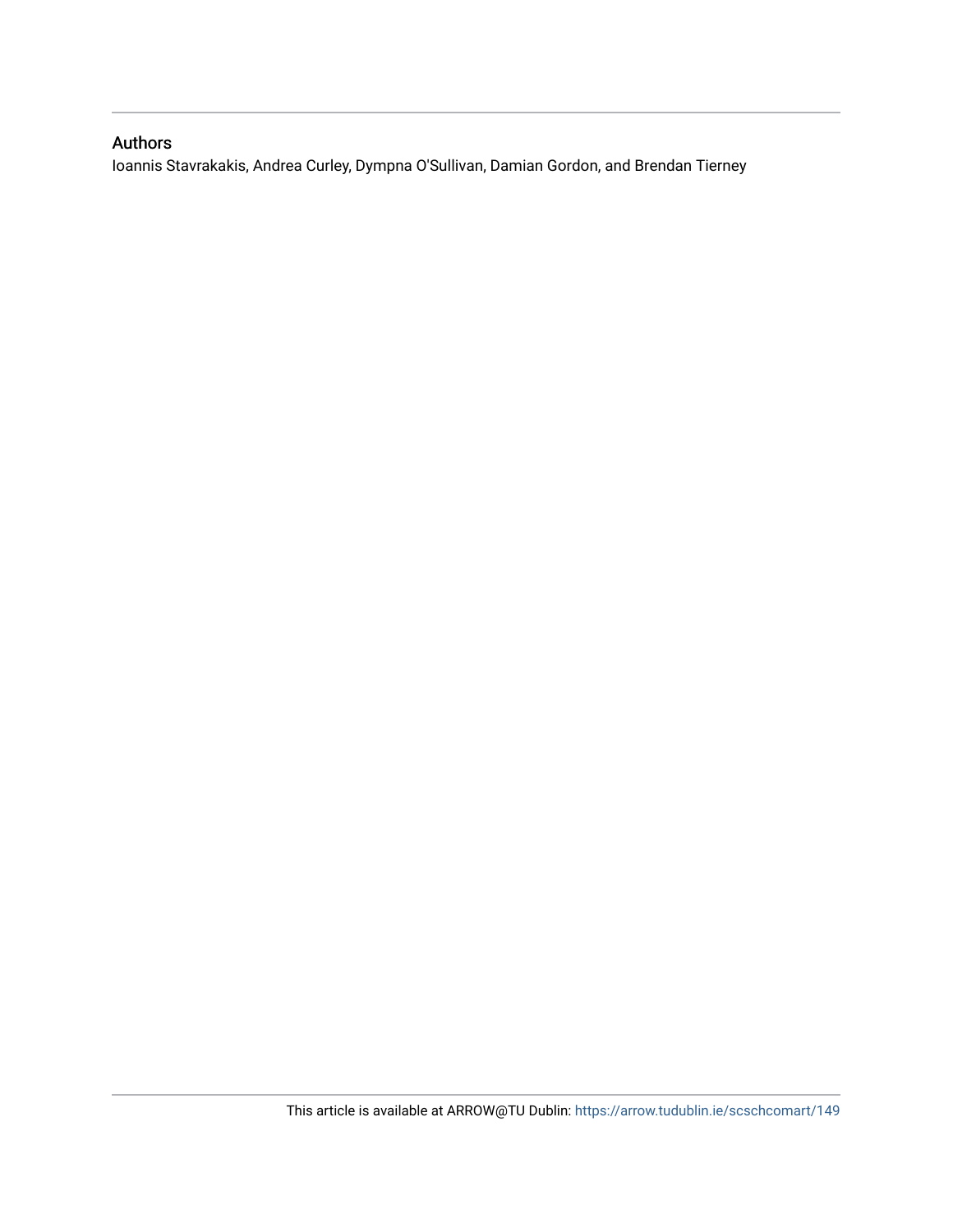## Authors

Ioannis Stavrakakis, Andrea Curley, Dympna O'Sullivan, Damian Gordon, and Brendan Tierney

This article is available at ARROW@TU Dublin: https://arrow.tudublin.ie/scschcomart/149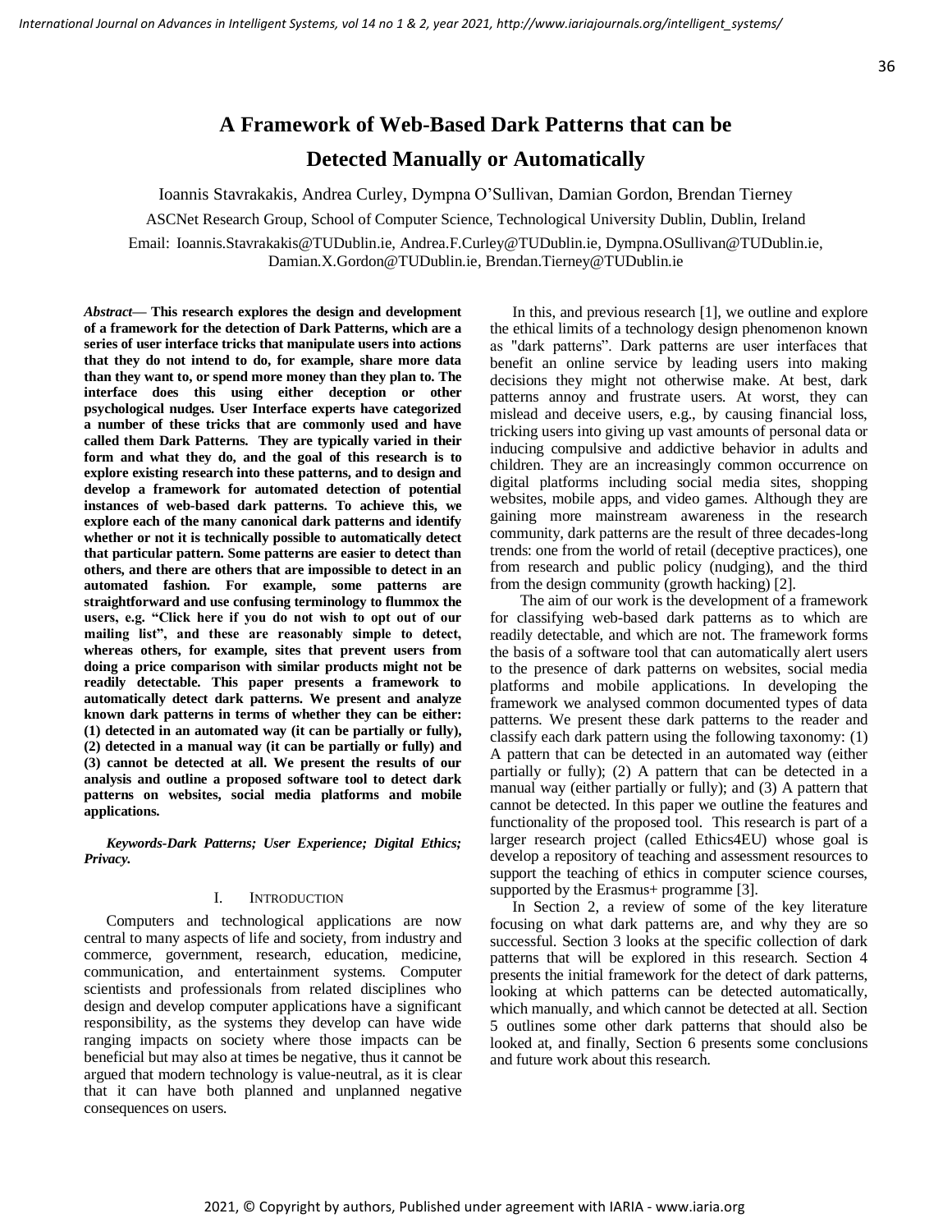# A Framework of Web-Based Dark Patterns that can be Detected Manually or Automatically

Ioannis Stavrakakis, Andrea Curley, Dympna O'Sullivan, Damian Gordon, Brendan Tierney

ASCNet Research Group, School of Computer Science, Technological University Dublin, Dublin, Ireland

Email: Ioannis.Stavrakakis@TUDublin.ie, Andrea.F.Curley@TUDublin.ie, Dympna.OSullivan@TUDublin.ie, Damian.X.Gordon@TUDublin.ie, Brendan.Tierney@TUDublin.ie

***Abstract*— This research explores the design and development of a framework for the detection of Dark Patterns, which are a series of user interface tricks that manipulate users into actions that they do not intend to do, for example, share more data than they want to, or spend more money than they plan to. The interface does this using either deception or other psychological nudges. User Interface experts have categorized a number of these tricks that are commonly used and have called them Dark Patterns. They are typically varied in their form and what they do, and the goal of this research is to explore existing research into these patterns, and to design and develop a framework for automated detection of potential instances of web-based dark patterns. To achieve this, we explore each of the many canonical dark patterns and identify whether or not it is technically possible to automatically detect that particular pattern. Some patterns are easier to detect than others, and there are others that are impossible to detect in an automated fashion. For example, some patterns are straightforward and use confusing terminology to flummox the users, e.g. "Click here if you do not wish to opt out of our mailing list", and these are reasonably simple to detect, whereas others, for example, sites that prevent users from doing a price comparison with similar products might not be readily detectable. This paper presents a framework to automatically detect dark patterns. We present and analyze known dark patterns in terms of whether they can be either: (1) detected in an automated way (it can be partially or fully), (2) detected in a manual way (it can be partially or fully) and (3) cannot be detected at all. We present the results of our analysis and outline a proposed software tool to detect dark patterns on websites, social media platforms and mobile applications.**

***Keywords-Dark Patterns; User Experience; Digital Ethics; Privacy.***

## I. Introduction

Computers and technological applications are now central to many aspects of life and society, from industry and commerce, government, research, education, medicine, communication, and entertainment systems. Computer scientists and professionals from related disciplines who design and develop computer applications have a significant responsibility, as the systems they develop can have wide ranging impacts on society where those impacts can be beneficial but may also at times be negative, thus it cannot be argued that modern technology is value-neutral, as it is clear that it can have both planned and unplanned negative consequences on users.

In this, and previous research [1], we outline and explore the ethical limits of a technology design phenomenon known as "dark patterns". Dark patterns are user interfaces that benefit an online service by leading users into making decisions they might not otherwise make. At best, dark patterns annoy and frustrate users. At worst, they can mislead and deceive users, e.g., by causing financial loss, tricking users into giving up vast amounts of personal data or inducing compulsive and addictive behavior in adults and children. They are an increasingly common occurrence on digital platforms including social media sites, shopping websites, mobile apps, and video games. Although they are gaining more mainstream awareness in the research community, dark patterns are the result of three decades-long trends: one from the world of retail (deceptive practices), one from research and public policy (nudging), and the third from the design community (growth hacking) [2].

The aim of our work is the development of a framework for classifying web-based dark patterns as to which are readily detectable, and which are not. The framework forms the basis of a software tool that can automatically alert users to the presence of dark patterns on websites, social media platforms and mobile applications. In developing the framework we analysed common documented types of data patterns. We present these dark patterns to the reader and classify each dark pattern using the following taxonomy: (1) A pattern that can be detected in an automated way (either partially or fully); (2) A pattern that can be detected in a manual way (either partially or fully); and (3) A pattern that cannot be detected. In this paper we outline the features and functionality of the proposed tool. This research is part of a larger research project (called Ethics4EU) whose goal is develop a repository of teaching and assessment resources to support the teaching of ethics in computer science courses, supported by the Erasmus+ programme [3].

In Section 2, a review of some of the key literature focusing on what dark patterns are, and why they are so successful. Section 3 looks at the specific collection of dark patterns that will be explored in this research. Section 4 presents the initial framework for the detect of dark patterns, looking at which patterns can be detected automatically, which manually, and which cannot be detected at all. Section 5 outlines some other dark patterns that should also be looked at, and finally, Section 6 presents some conclusions and future work about this research.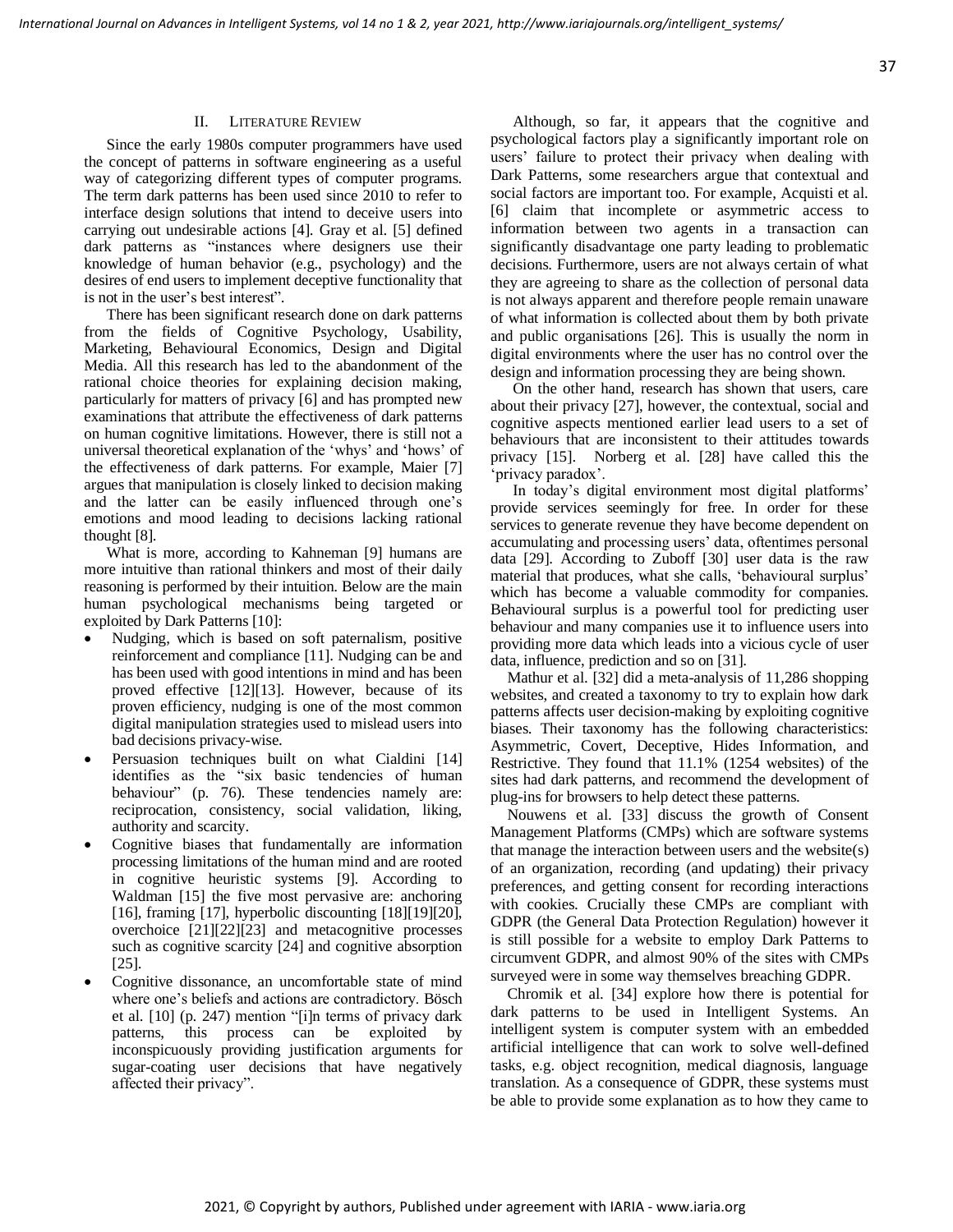## II. Literature Review

Since the early 1980s computer programmers have used the concept of patterns in software engineering as a useful way of categorizing different types of computer programs. The term dark patterns has been used since 2010 to refer to interface design solutions that intend to deceive users into carrying out undesirable actions [4]. Gray et al. [5] defined dark patterns as "instances where designers use their knowledge of human behavior (e.g., psychology) and the desires of end users to implement deceptive functionality that is not in the user's best interest".

There has been significant research done on dark patterns from the fields of Cognitive Psychology, Usability, Marketing, Behavioural Economics, Design and Digital Media. All this research has led to the abandonment of the rational choice theories for explaining decision making, particularly for matters of privacy [6] and has prompted new examinations that attribute the effectiveness of dark patterns on human cognitive limitations. However, there is still not a universal theoretical explanation of the 'whys' and 'hows' of the effectiveness of dark patterns. For example, Maier [7] argues that manipulation is closely linked to decision making and the latter can be easily influenced through one's emotions and mood leading to decisions lacking rational thought [8].

What is more, according to Kahneman [9] humans are more intuitive than rational thinkers and most of their daily reasoning is performed by their intuition. Below are the main human psychological mechanisms being targeted or exploited by Dark Patterns [10]:

- Nudging, which is based on soft paternalism, positive reinforcement and compliance [11]. Nudging can be and has been used with good intentions in mind and has been proved effective [12][13]. However, because of its proven efficiency, nudging is one of the most common digital manipulation strategies used to mislead users into bad decisions privacy-wise.
- Persuasion techniques built on what Cialdini [14] identifies as the "six basic tendencies of human behaviour" (p. 76). These tendencies namely are: reciprocation, consistency, social validation, liking, authority and scarcity.
- Cognitive biases that fundamentally are information processing limitations of the human mind and are rooted in cognitive heuristic systems [9]. According to Waldman [15] the five most pervasive are: anchoring [16], framing [17], hyperbolic discounting [18][19][20], overchoice [21][22][23] and metacognitive processes such as cognitive scarcity [24] and cognitive absorption [25].
- Cognitive dissonance, an uncomfortable state of mind where one's beliefs and actions are contradictory. Bösch et al. [10] (p. 247) mention "[i]n terms of privacy dark patterns, this process can be exploited by inconspicuously providing justification arguments for sugar-coating user decisions that have negatively affected their privacy".

Although, so far, it appears that the cognitive and psychological factors play a significantly important role on users' failure to protect their privacy when dealing with Dark Patterns, some researchers argue that contextual and social factors are important too. For example, Acquisti et al. [6] claim that incomplete or asymmetric access to information between two agents in a transaction can significantly disadvantage one party leading to problematic decisions. Furthermore, users are not always certain of what they are agreeing to share as the collection of personal data is not always apparent and therefore people remain unaware of what information is collected about them by both private and public organisations [26]. This is usually the norm in digital environments where the user has no control over the design and information processing they are being shown.

On the other hand, research has shown that users, care about their privacy [27], however, the contextual, social and cognitive aspects mentioned earlier lead users to a set of behaviours that are inconsistent to their attitudes towards privacy [15]. Norberg et al. [28] have called this the 'privacy paradox'.

In today's digital environment most digital platforms' provide services seemingly for free. In order for these services to generate revenue they have become dependent on accumulating and processing users' data, oftentimes personal data [29]. According to Zuboff [30] user data is the raw material that produces, what she calls, 'behavioural surplus' which has become a valuable commodity for companies. Behavioural surplus is a powerful tool for predicting user behaviour and many companies use it to influence users into providing more data which leads into a vicious cycle of user data, influence, prediction and so on [31].

Mathur et al. [32] did a meta-analysis of 11,286 shopping websites, and created a taxonomy to try to explain how dark patterns affects user decision-making by exploiting cognitive biases. Their taxonomy has the following characteristics: Asymmetric, Covert, Deceptive, Hides Information, and Restrictive. They found that 11.1% (1254 websites) of the sites had dark patterns, and recommend the development of plug-ins for browsers to help detect these patterns.

Nouwens et al. [33] discuss the growth of Consent Management Platforms (CMPs) which are software systems that manage the interaction between users and the website(s) of an organization, recording (and updating) their privacy preferences, and getting consent for recording interactions with cookies. Crucially these CMPs are compliant with GDPR (the General Data Protection Regulation) however it is still possible for a website to employ Dark Patterns to circumvent GDPR, and almost 90% of the sites with CMPs surveyed were in some way themselves breaching GDPR.

Chromik et al. [34] explore how there is potential for dark patterns to be used in Intelligent Systems. An intelligent system is computer system with an embedded artificial intelligence that can work to solve well-defined tasks, e.g. object recognition, medical diagnosis, language translation. As a consequence of GDPR, these systems must be able to provide some explanation as to how they came to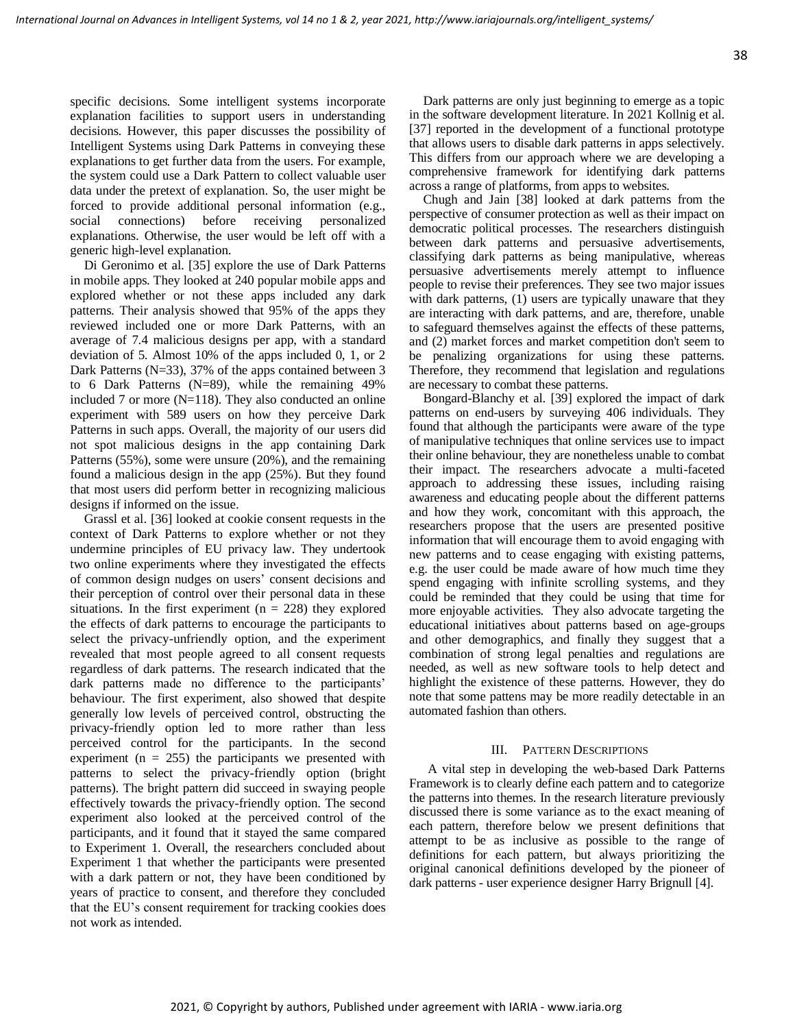specific decisions. Some intelligent systems incorporate explanation facilities to support users in understanding decisions. However, this paper discusses the possibility of Intelligent Systems using Dark Patterns in conveying these explanations to get further data from the users. For example, the system could use a Dark Pattern to collect valuable user data under the pretext of explanation. So, the user might be forced to provide additional personal information (e.g., social connections) before receiving personalized explanations. Otherwise, the user would be left off with a generic high-level explanation.

Di Geronimo et al. [35] explore the use of Dark Patterns in mobile apps. They looked at 240 popular mobile apps and explored whether or not these apps included any dark patterns. Their analysis showed that 95% of the apps they reviewed included one or more Dark Patterns, with an average of 7.4 malicious designs per app, with a standard deviation of 5. Almost 10% of the apps included 0, 1, or 2 Dark Patterns (N=33), 37% of the apps contained between 3 to 6 Dark Patterns (N=89), while the remaining 49% included 7 or more (N=118). They also conducted an online experiment with 589 users on how they perceive Dark Patterns in such apps. Overall, the majority of our users did not spot malicious designs in the app containing Dark Patterns (55%), some were unsure (20%), and the remaining found a malicious design in the app (25%). But they found that most users did perform better in recognizing malicious designs if informed on the issue.

Grassl et al. [36] looked at cookie consent requests in the context of Dark Patterns to explore whether or not they undermine principles of EU privacy law. They undertook two online experiments where they investigated the effects of common design nudges on users' consent decisions and their perception of control over their personal data in these situations. In the first experiment ($n = 228$) they explored the effects of dark patterns to encourage the participants to select the privacy-unfriendly option, and the experiment revealed that most people agreed to all consent requests regardless of dark patterns. The research indicated that the dark patterns made no difference to the participants' behaviour. The first experiment, also showed that despite generally low levels of perceived control, obstructing the privacy-friendly option led to more rather than less perceived control for the participants. In the second experiment ($n = 255$) the participants we presented with patterns to select the privacy-friendly option (bright patterns). The bright pattern did succeed in swaying people effectively towards the privacy-friendly option. The second experiment also looked at the perceived control of the participants, and it found that it stayed the same compared to Experiment 1. Overall, the researchers concluded about Experiment 1 that whether the participants were presented with a dark pattern or not, they have been conditioned by years of practice to consent, and therefore they concluded that the EU's consent requirement for tracking cookies does not work as intended.

Dark patterns are only just beginning to emerge as a topic in the software development literature. In 2021 Kollnig et al. [37] reported in the development of a functional prototype that allows users to disable dark patterns in apps selectively. This differs from our approach where we are developing a comprehensive framework for identifying dark patterns across a range of platforms, from apps to websites.

Chugh and Jain [38] looked at dark patterns from the perspective of consumer protection as well as their impact on democratic political processes. The researchers distinguish between dark patterns and persuasive advertisements, classifying dark patterns as being manipulative, whereas persuasive advertisements merely attempt to influence people to revise their preferences. They see two major issues with dark patterns, (1) users are typically unaware that they are interacting with dark patterns, and are, therefore, unable to safeguard themselves against the effects of these patterns, and (2) market forces and market competition don't seem to be penalizing organizations for using these patterns. Therefore, they recommend that legislation and regulations are necessary to combat these patterns.

Bongard-Blanchy et al. [39] explored the impact of dark patterns on end-users by surveying 406 individuals. They found that although the participants were aware of the type of manipulative techniques that online services use to impact their online behaviour, they are nonetheless unable to combat their impact. The researchers advocate a multi-faceted approach to addressing these issues, including raising awareness and educating people about the different patterns and how they work, concomitant with this approach, the researchers propose that the users are presented positive information that will encourage them to avoid engaging with new patterns and to cease engaging with existing patterns, e.g. the user could be made aware of how much time they spend engaging with infinite scrolling systems, and they could be reminded that they could be using that time for more enjoyable activities. They also advocate targeting the educational initiatives about patterns based on age-groups and other demographics, and finally they suggest that a combination of strong legal penalties and regulations are needed, as well as new software tools to help detect and highlight the existence of these patterns. However, they do note that some pattens may be more readily detectable in an automated fashion than others.

## III. PATTERN DESCRIPTIONS

A vital step in developing the web-based Dark Patterns Framework is to clearly define each pattern and to categorize the patterns into themes. In the research literature previously discussed there is some variance as to the exact meaning of each pattern, therefore below we present definitions that attempt to be as inclusive as possible to the range of definitions for each pattern, but always prioritizing the original canonical definitions developed by the pioneer of dark patterns - user experience designer Harry Brignull [4].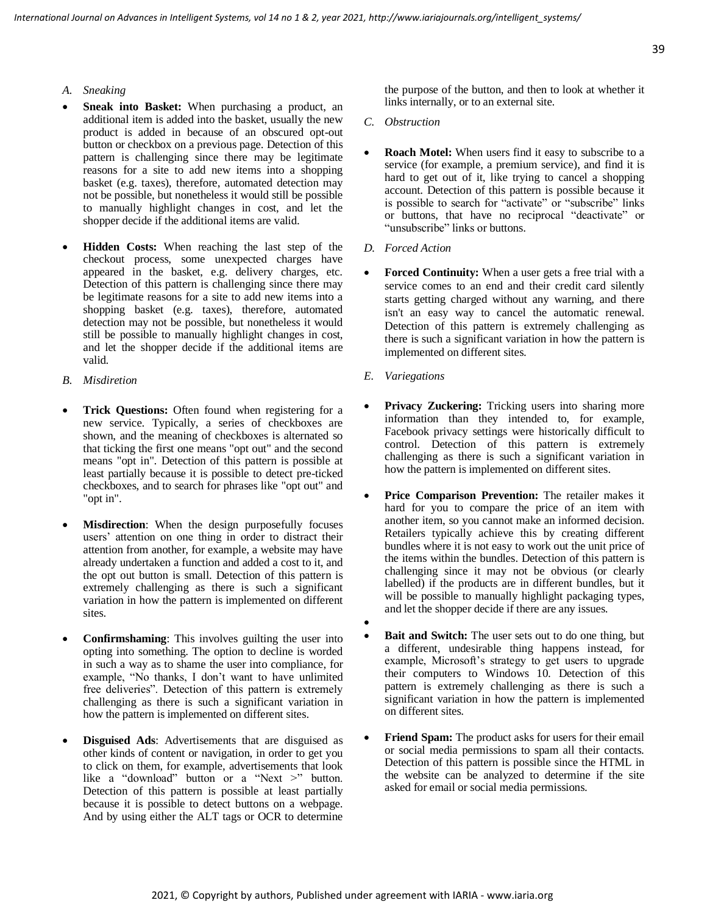### A. Sneaking

- **Sneak into Basket:** When purchasing a product, an additional item is added into the basket, usually the new product is added in because of an obscured opt-out button or checkbox on a previous page. Detection of this pattern is challenging since there may be legitimate reasons for a site to add new items into a shopping basket (e.g. taxes), therefore, automated detection may not be possible, but nonetheless it would still be possible to manually highlight changes in cost, and let the shopper decide if the additional items are valid.

- **Hidden Costs:** When reaching the last step of the checkout process, some unexpected charges have appeared in the basket, e.g. delivery charges, etc. Detection of this pattern is challenging since there may be legitimate reasons for a site to add new items into a shopping basket (e.g. taxes), therefore, automated detection may not be possible, but nonetheless it would still be possible to manually highlight changes in cost, and let the shopper decide if the additional items are valid.

### B. Misdiretion

- **Trick Questions:** Often found when registering for a new service. Typically, a series of checkboxes are shown, and the meaning of checkboxes is alternated so that ticking the first one means "opt out" and the second means "opt in". Detection of this pattern is possible at least partially because it is possible to detect pre-ticked checkboxes, and to search for phrases like "opt out" and "opt in".

- **Misdirection**: When the design purposefully focuses users' attention on one thing in order to distract their attention from another, for example, a website may have already undertaken a function and added a cost to it, and the opt out button is small. Detection of this pattern is extremely challenging as there is such a significant variation in how the pattern is implemented on different sites.

- **Confirmshaming**: This involves guilting the user into opting into something. The option to decline is worded in such a way as to shame the user into compliance, for example, "No thanks, I don't want to have unlimited free deliveries". Detection of this pattern is extremely challenging as there is such a significant variation in how the pattern is implemented on different sites.

- **Disguised Ads**: Advertisements that are disguised as other kinds of content or navigation, in order to get you to click on them, for example, advertisements that look like a "download" button or a "Next >" button. Detection of this pattern is possible at least partially because it is possible to detect buttons on a webpage. And by using either the ALT tags or OCR to determine the purpose of the button, and then to look at whether it links internally, or to an external site.

### C. Obstruction

- **Roach Motel:** When users find it easy to subscribe to a service (for example, a premium service), and find it is hard to get out of it, like trying to cancel a shopping account. Detection of this pattern is possible because it is possible to search for "activate" or "subscribe" links or buttons, that have no reciprocal "deactivate" or "unsubscribe" links or buttons.

### D. Forced Action

- **Forced Continuity:** When a user gets a free trial with a service comes to an end and their credit card silently starts getting charged without any warning, and there isn't an easy way to cancel the automatic renewal. Detection of this pattern is extremely challenging as there is such a significant variation in how the pattern is implemented on different sites.

### E. Variegations

- **Privacy Zuckering:** Tricking users into sharing more information than they intended to, for example, Facebook privacy settings were historically difficult to control. Detection of this pattern is extremely challenging as there is such a significant variation in how the pattern is implemented on different sites.

- **Price Comparison Prevention:** The retailer makes it hard for you to compare the price of an item with another item, so you cannot make an informed decision. Retailers typically achieve this by creating different bundles where it is not easy to work out the unit price of the items within the bundles. Detection of this pattern is challenging since it may not be obvious (or clearly labelled) if the products are in different bundles, but it will be possible to manually highlight packaging types, and let the shopper decide if there are any issues.

- **Bait and Switch:** The user sets out to do one thing, but a different, undesirable thing happens instead, for example, Microsoft's strategy to get users to upgrade their computers to Windows 10. Detection of this pattern is extremely challenging as there is such a significant variation in how the pattern is implemented on different sites.

- **Friend Spam:** The product asks for users for their email or social media permissions to spam all their contacts. Detection of this pattern is possible since the HTML in the website can be analyzed to determine if the site asked for email or social media permissions.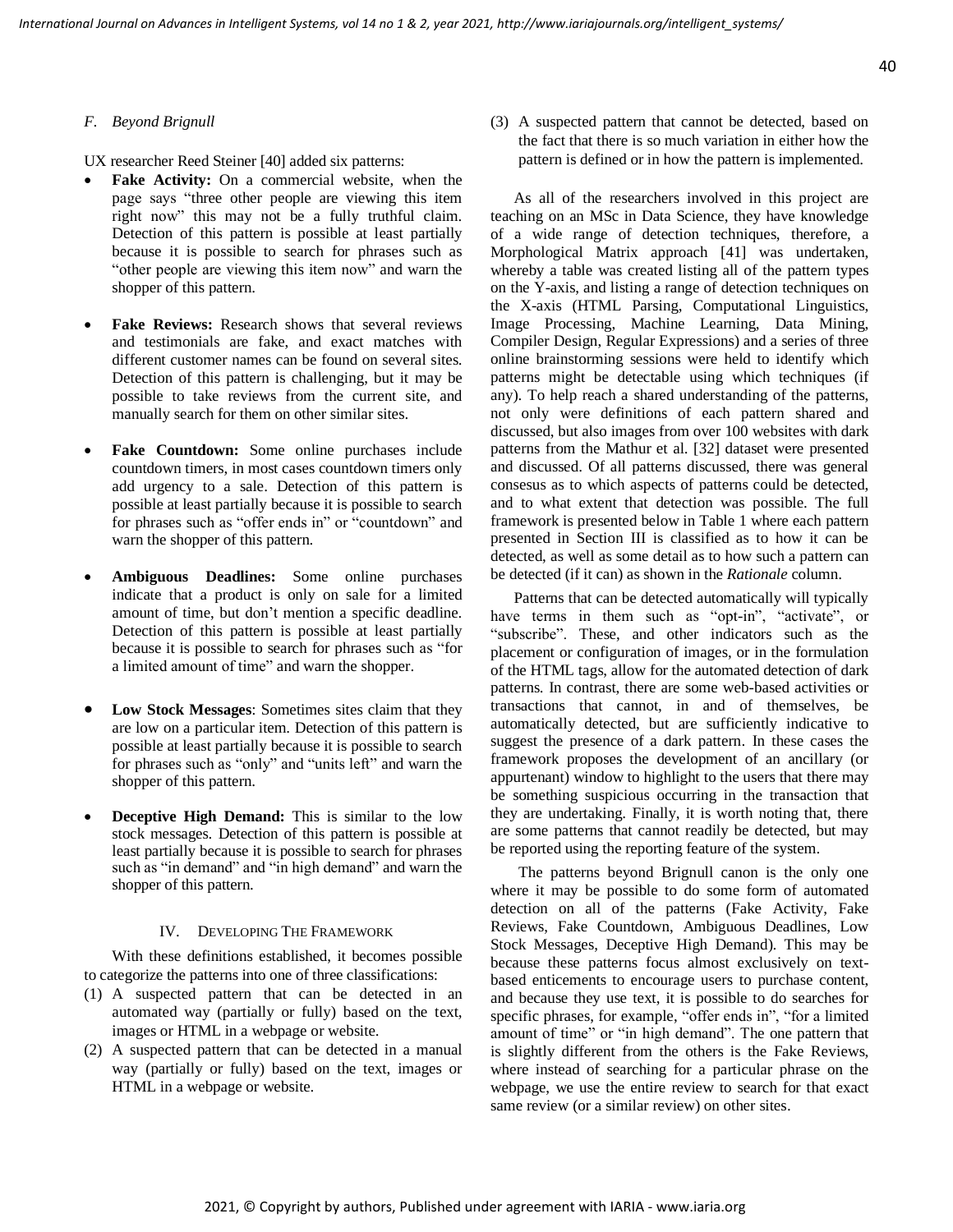### F. Beyond Brignull

UX researcher Reed Steiner [40] added six patterns:

- **Fake Activity:** On a commercial website, when the page says "three other people are viewing this item right now" this may not be a fully truthful claim. Detection of this pattern is possible at least partially because it is possible to search for phrases such as "other people are viewing this item now" and warn the shopper of this pattern.

- **Fake Reviews:** Research shows that several reviews and testimonials are fake, and exact matches with different customer names can be found on several sites. Detection of this pattern is challenging, but it may be possible to take reviews from the current site, and manually search for them on other similar sites.

- **Fake Countdown:** Some online purchases include countdown timers, in most cases countdown timers only add urgency to a sale. Detection of this pattern is possible at least partially because it is possible to search for phrases such as "offer ends in" or "countdown" and warn the shopper of this pattern.

- **Ambiguous Deadlines:** Some online purchases indicate that a product is only on sale for a limited amount of time, but don't mention a specific deadline. Detection of this pattern is possible at least partially because it is possible to search for phrases such as "for a limited amount of time" and warn the shopper.

- **Low Stock Messages**: Sometimes sites claim that they are low on a particular item. Detection of this pattern is possible at least partially because it is possible to search for phrases such as "only" and "units left" and warn the shopper of this pattern.

- **Deceptive High Demand:** This is similar to the low stock messages. Detection of this pattern is possible at least partially because it is possible to search for phrases such as "in demand" and "in high demand" and warn the shopper of this pattern.

## IV. Developing The Framework

With these definitions established, it becomes possible to categorize the patterns into one of three classifications:

(1) A suspected pattern that can be detected in an automated way (partially or fully) based on the text, images or HTML in a webpage or website.

(2) A suspected pattern that can be detected in a manual way (partially or fully) based on the text, images or HTML in a webpage or website.

(3) A suspected pattern that cannot be detected, based on the fact that there is so much variation in either how the pattern is defined or in how the pattern is implemented.

As all of the researchers involved in this project are teaching on an MSc in Data Science, they have knowledge of a wide range of detection techniques, therefore, a Morphological Matrix approach [41] was undertaken, whereby a table was created listing all of the pattern types on the Y-axis, and listing a range of detection techniques on the X-axis (HTML Parsing, Computational Linguistics, Image Processing, Machine Learning, Data Mining, Compiler Design, Regular Expressions) and a series of three online brainstorming sessions were held to identify which patterns might be detectable using which techniques (if any). To help reach a shared understanding of the patterns, not only were definitions of each pattern shared and discussed, but also images from over 100 websites with dark patterns from the Mathur et al. [32] dataset were presented and discussed. Of all patterns discussed, there was general consesus as to which aspects of patterns could be detected, and to what extent that detection was possible. The full framework is presented below in Table 1 where each pattern presented in Section III is classified as to how it can be detected, as well as some detail as to how such a pattern can be detected (if it can) as shown in the *Rationale* column.

Patterns that can be detected automatically will typically have terms in them such as "opt-in", "activate", or "subscribe". These, and other indicators such as the placement or configuration of images, or in the formulation of the HTML tags, allow for the automated detection of dark patterns. In contrast, there are some web-based activities or transactions that cannot, in and of themselves, be automatically detected, but are sufficiently indicative to suggest the presence of a dark pattern. In these cases the framework proposes the development of an ancillary (or appurtenant) window to highlight to the users that there may be something suspicious occurring in the transaction that they are undertaking. Finally, it is worth noting that, there are some patterns that cannot readily be detected, but may be reported using the reporting feature of the system.

The patterns beyond Brignull canon is the only one where it may be possible to do some form of automated detection on all of the patterns (Fake Activity, Fake Reviews, Fake Countdown, Ambiguous Deadlines, Low Stock Messages, Deceptive High Demand). This may be because these patterns focus almost exclusively on text-based enticements to encourage users to purchase content, and because they use text, it is possible to do searches for specific phrases, for example, "offer ends in", "for a limited amount of time" or "in high demand". The one pattern that is slightly different from the others is the Fake Reviews, where instead of searching for a particular phrase on the webpage, we use the entire review to search for that exact same review (or a similar review) on other sites.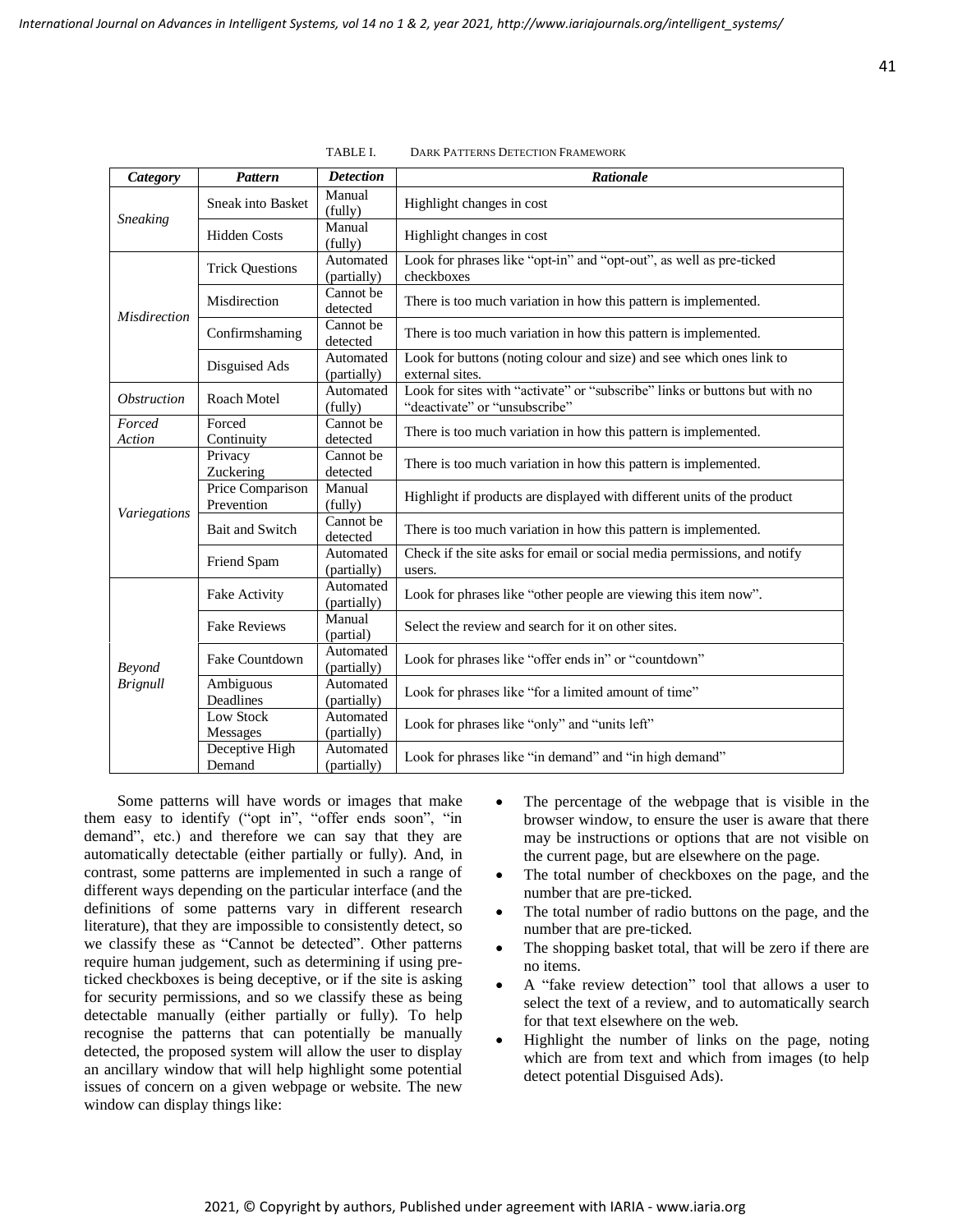TABLE I. DARK PATTERNS DETECTION FRAMEWORK

| *Category* | *Pattern* | *Detection* | *Rationale* |
| --- | --- | --- | --- |
| *Sneaking* | Sneak into Basket | Manual (fully) | Highlight changes in cost |
| | Hidden Costs | Manual (fully) | Highlight changes in cost |
| *Misdirection* | Trick Questions | Automated (partially) | Look for phrases like "opt-in" and "opt-out", as well as pre-ticked checkboxes |
| | Misdirection | Cannot be detected | There is too much variation in how this pattern is implemented. |
| | Confirmshaming | Cannot be detected | There is too much variation in how this pattern is implemented. |
| | Disguised Ads | Automated (partially) | Look for buttons (noting colour and size) and see which ones link to external sites. |
| *Obstruction* | Roach Motel | Automated (fully) | Look for sites with "activate" or "subscribe" links or buttons but with no "deactivate" or "unsubscribe" |
| *Forced Action* | Forced Continuity | Cannot be detected | There is too much variation in how this pattern is implemented. |
| *Variegations* | Privacy Zuckering | Cannot be detected | There is too much variation in how this pattern is implemented. |
| | Price Comparison Prevention | Manual (fully) | Highlight if products are displayed with different units of the product |
| | Bait and Switch | Cannot be detected | There is too much variation in how this pattern is implemented. |
| | Friend Spam | Automated (partially) | Check if the site asks for email or social media permissions, and notify users. |
| *Beyond Brignull* | Fake Activity | Automated (partially) | Look for phrases like "other people are viewing this item now". |
| | Fake Reviews | Manual (partial) | Select the review and search for it on other sites. |
| | Fake Countdown | Automated (partially) | Look for phrases like "offer ends in" or "countdown" |
| | Ambiguous Deadlines | Automated (partially) | Look for phrases like "for a limited amount of time" |
| | Low Stock Messages | Automated (partially) | Look for phrases like "only" and "units left" |
| | Deceptive High Demand | Automated (partially) | Look for phrases like "in demand" and "in high demand" |

Some patterns will have words or images that make them easy to identify ("opt in", "offer ends soon", "in demand", etc.) and therefore we can say that they are automatically detectable (either partially or fully). And, in contrast, some patterns are implemented in such a range of different ways depending on the particular interface (and the definitions of some patterns vary in different research literature), that they are impossible to consistently detect, so we classify these as "Cannot be detected". Other patterns require human judgement, such as determining if using pre-ticked checkboxes is being deceptive, or if the site is asking for security permissions, and so we classify these as being detectable manually (either partially or fully). To help recognise the patterns that can potentially be manually detected, the proposed system will allow the user to display an ancillary window that will help highlight some potential issues of concern on a given webpage or website. The new window can display things like:

- The percentage of the webpage that is visible in the browser window, to ensure the user is aware that there may be instructions or options that are not visible on the current page, but are elsewhere on the page.
- The total number of checkboxes on the page, and the number that are pre-ticked.
- The total number of radio buttons on the page, and the number that are pre-ticked.
- The shopping basket total, that will be zero if there are no items.
- A "fake review detection" tool that allows a user to select the text of a review, and to automatically search for that text elsewhere on the web.
- Highlight the number of links on the page, noting which are from text and which from images (to help detect potential Disguised Ads).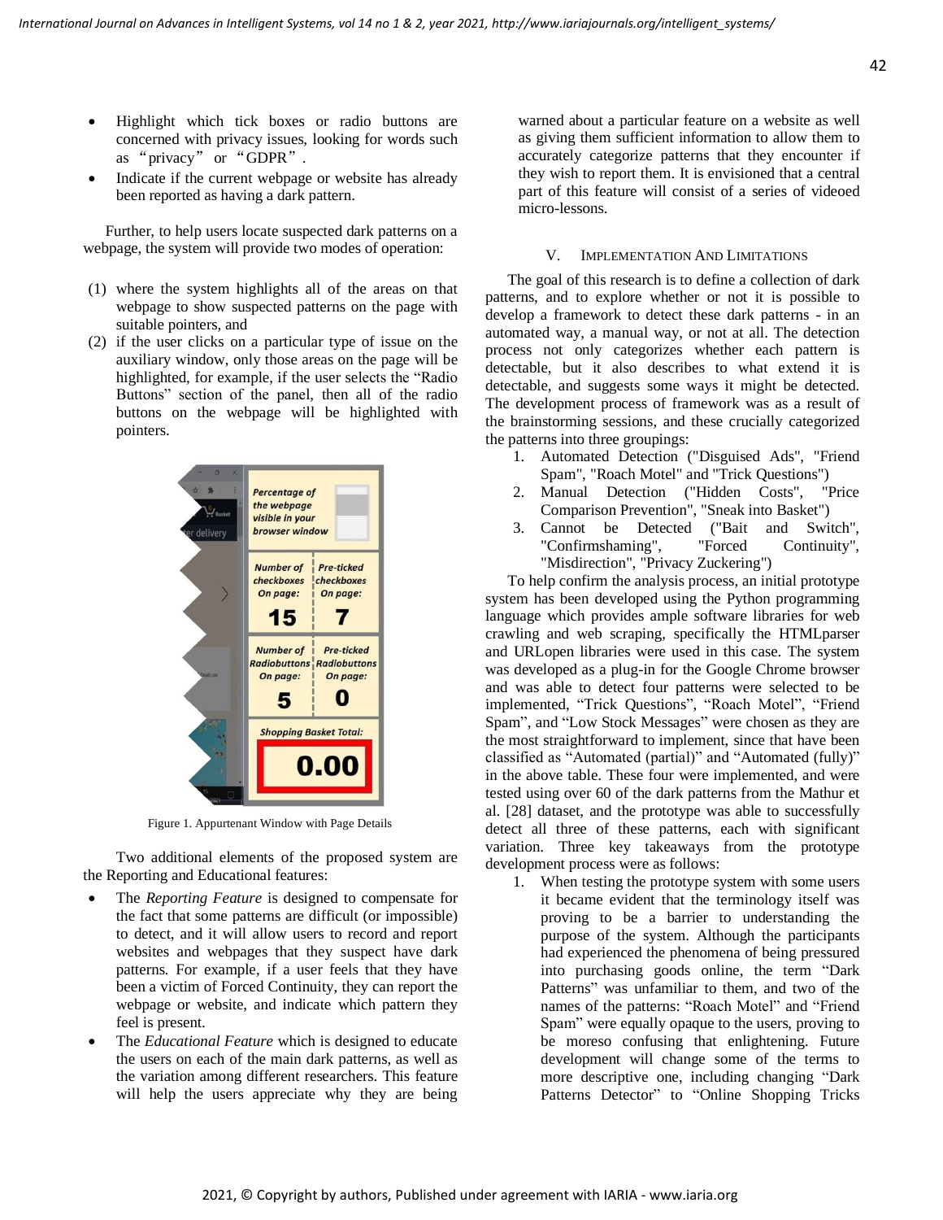- Highlight which tick boxes or radio buttons are concerned with privacy issues, looking for words such as "privacy" or "GDPR".
- Indicate if the current webpage or website has already been reported as having a dark pattern.

Further, to help users locate suspected dark patterns on a webpage, the system will provide two modes of operation:

(1) where the system highlights all of the areas on that webpage to show suspected patterns on the page with suitable pointers, and
(2) if the user clicks on a particular type of issue on the auxiliary window, only those areas on the page will be highlighted, for example, if the user selects the "Radio Buttons" section of the panel, then all of the radio buttons on the webpage will be highlighted with pointers.

Figure 1. Appurtenant Window with Page Details

Two additional elements of the proposed system are the Reporting and Educational features:

- The *Reporting Feature* is designed to compensate for the fact that some patterns are difficult (or impossible) to detect, and it will allow users to record and report websites and webpages that they suspect have dark patterns. For example, if a user feels that they have been a victim of Forced Continuity, they can report the webpage or website, and indicate which pattern they feel is present.
- The *Educational Feature* which is designed to educate the users on each of the main dark patterns, as well as the variation among different researchers. This feature will help the users appreciate why they are being warned about a particular feature on a website as well as giving them sufficient information to allow them to accurately categorize patterns that they encounter if they wish to report them. It is envisioned that a central part of this feature will consist of a series of videoed micro-lessons.

## V. Implementation And Limitations

The goal of this research is to define a collection of dark patterns, and to explore whether or not it is possible to develop a framework to detect these dark patterns - in an automated way, a manual way, or not at all. The detection process not only categorizes whether each pattern is detectable, but it also describes to what extend it is detectable, and suggests some ways it might be detected. The development process of framework was as a result of the brainstorming sessions, and these crucially categorized the patterns into three groupings:

1. Automated Detection ("Disguised Ads", "Friend Spam", "Roach Motel" and "Trick Questions")
2. Manual Detection ("Hidden Costs", "Price Comparison Prevention", "Sneak into Basket")
3. Cannot be Detected ("Bait and Switch", "Confirmshaming", "Forced Continuity", "Misdirection", "Privacy Zuckering")

To help confirm the analysis process, an initial prototype system has been developed using the Python programming language which provides ample software libraries for web crawling and web scraping, specifically the HTMLparser and URLopen libraries were used in this case. The system was developed as a plug-in for the Google Chrome browser and was able to detect four patterns were selected to be implemented, "Trick Questions", "Roach Motel", "Friend Spam", and "Low Stock Messages" were chosen as they are the most straightforward to implement, since that have been classified as "Automated (partial)" and "Automated (fully)" in the above table. These four were implemented, and were tested using over 60 of the dark patterns from the Mathur et al. [28] dataset, and the prototype was able to successfully detect all three of these patterns, each with significant variation. Three key takeaways from the prototype development process were as follows:

1. When testing the prototype system with some users it became evident that the terminology itself was proving to be a barrier to understanding the purpose of the system. Although the participants had experienced the phenomena of being pressured into purchasing goods online, the term "Dark Patterns" was unfamiliar to them, and two of the names of the patterns: "Roach Motel" and "Friend Spam" were equally opaque to the users, proving to be moreso confusing that enlightening. Future development will change some of the terms to more descriptive one, including changing "Dark Patterns Detector" to "Online Shopping Tricks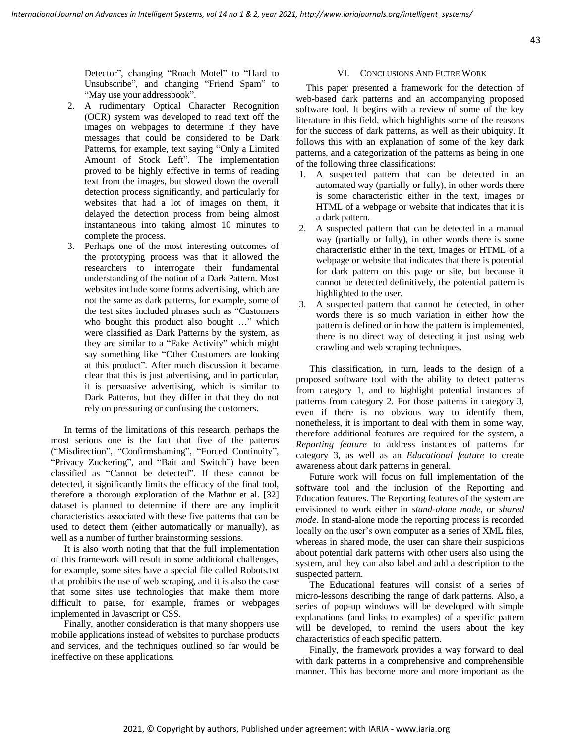Detector", changing "Roach Motel" to "Hard to Unsubscribe", and changing "Friend Spam" to "May use your addressbook".

2. A rudimentary Optical Character Recognition (OCR) system was developed to read text off the images on webpages to determine if they have messages that could be considered to be Dark Patterns, for example, text saying "Only a Limited Amount of Stock Left". The implementation proved to be highly effective in terms of reading text from the images, but slowed down the overall detection process significantly, and particularly for websites that had a lot of images on them, it delayed the detection process from being almost instantaneous into taking almost 10 minutes to complete the process.
3. Perhaps one of the most interesting outcomes of the prototyping process was that it allowed the researchers to interrogate their fundamental understanding of the notion of a Dark Pattern. Most websites include some forms advertising, which are not the same as dark patterns, for example, some of the test sites included phrases such as "Customers who bought this product also bought …" which were classified as Dark Patterns by the system, as they are similar to a "Fake Activity" which might say something like "Other Customers are looking at this product". After much discussion it became clear that this is just advertising, and in particular, it is persuasive advertising, which is similar to Dark Patterns, but they differ in that they do not rely on pressuring or confusing the customers.

In terms of the limitations of this research, perhaps the most serious one is the fact that five of the patterns ("Misdirection", "Confirmshaming", "Forced Continuity", "Privacy Zuckering", and "Bait and Switch") have been classified as "Cannot be detected". If these cannot be detected, it significantly limits the efficacy of the final tool, therefore a thorough exploration of the Mathur et al. [32] dataset is planned to determine if there are any implicit characteristics associated with these five patterns that can be used to detect them (either automatically or manually), as well as a number of further brainstorming sessions.

It is also worth noting that that the full implementation of this framework will result in some additional challenges, for example, some sites have a special file called Robots.txt that prohibits the use of web scraping, and it is also the case that some sites use technologies that make them more difficult to parse, for example, frames or webpages implemented in Javascript or CSS.

Finally, another consideration is that many shoppers use mobile applications instead of websites to purchase products and services, and the techniques outlined so far would be ineffective on these applications.

## VI. Conclusions And Futre Work

This paper presented a framework for the detection of web-based dark patterns and an accompanying proposed software tool. It begins with a review of some of the key literature in this field, which highlights some of the reasons for the success of dark patterns, as well as their ubiquity. It follows this with an explanation of some of the key dark patterns, and a categorization of the patterns as being in one of the following three classifications:

1. A suspected pattern that can be detected in an automated way (partially or fully), in other words there is some characteristic either in the text, images or HTML of a webpage or website that indicates that it is a dark pattern.
2. A suspected pattern that can be detected in a manual way (partially or fully), in other words there is some characteristic either in the text, images or HTML of a webpage or website that indicates that there is potential for dark pattern on this page or site, but because it cannot be detected definitively, the potential pattern is highlighted to the user.
3. A suspected pattern that cannot be detected, in other words there is so much variation in either how the pattern is defined or in how the pattern is implemented, there is no direct way of detecting it just using web crawling and web scraping techniques.

This classification, in turn, leads to the design of a proposed software tool with the ability to detect patterns from category 1, and to highlight potential instances of patterns from category 2. For those patterns in category 3, even if there is no obvious way to identify them, nonetheless, it is important to deal with them in some way, therefore additional features are required for the system, a *Reporting feature* to address instances of patterns for category 3, as well as an *Educational feature* to create awareness about dark patterns in general.

Future work will focus on full implementation of the software tool and the inclusion of the Reporting and Education features. The Reporting features of the system are envisioned to work either in *stand-alone mode*, or *shared mode*. In stand-alone mode the reporting process is recorded locally on the user's own computer as a series of XML files, whereas in shared mode, the user can share their suspicions about potential dark patterns with other users also using the system, and they can also label and add a description to the suspected pattern.

The Educational features will consist of a series of micro-lessons describing the range of dark patterns. Also, a series of pop-up windows will be developed with simple explanations (and links to examples) of a specific pattern will be developed, to remind the users about the key characteristics of each specific pattern.

Finally, the framework provides a way forward to deal with dark patterns in a comprehensive and comprehensible manner. This has become more and more important as the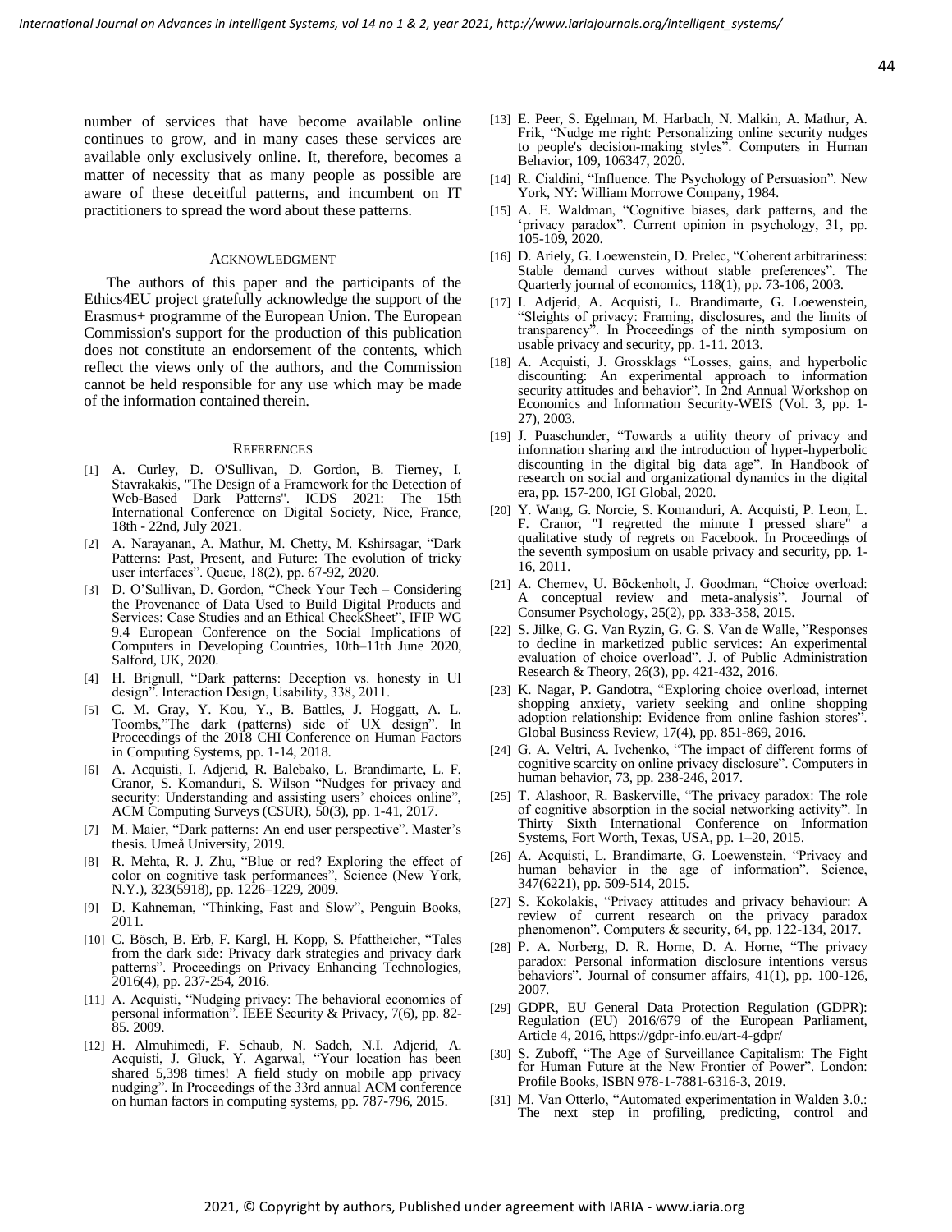number of services that have become available online continues to grow, and in many cases these services are available only exclusively online. It, therefore, becomes a matter of necessity that as many people as possible are aware of these deceitful patterns, and incumbent on IT practitioners to spread the word about these patterns.

## ACKNOWLEDGMENT

The authors of this paper and the participants of the Ethics4EU project gratefully acknowledge the support of the Erasmus+ programme of the European Union. The European Commission's support for the production of this publication does not constitute an endorsement of the contents, which reflect the views only of the authors, and the Commission cannot be held responsible for any use which may be made of the information contained therein.

## REFERENCES

[1] A. Curley, D. O'Sullivan, D. Gordon, B. Tierney, I. Stavrakakis, "The Design of a Framework for the Detection of Web-Based Dark Patterns". ICDS 2021: The 15th International Conference on Digital Society, Nice, France, 18th - 22nd, July 2021.

[2] A. Narayanan, A. Mathur, M. Chetty, M. Kshirsagar, "Dark Patterns: Past, Present, and Future: The evolution of tricky user interfaces". Queue, 18(2), pp. 67-92, 2020.

[3] D. O'Sullivan, D. Gordon, "Check Your Tech – Considering the Provenance of Data Used to Build Digital Products and Services: Case Studies and an Ethical CheckSheet", IFIP WG 9.4 European Conference on the Social Implications of Computers in Developing Countries, 10th–11th June 2020, Salford, UK, 2020.

[4] H. Brignull, "Dark patterns: Deception vs. honesty in UI design". Interaction Design, Usability, 338, 2011.

[5] C. M. Gray, Y. Kou, Y., B. Battles, J. Hoggatt, A. L. Toombs,"The dark (patterns) side of UX design". In Proceedings of the 2018 CHI Conference on Human Factors in Computing Systems, pp. 1-14, 2018.

[6] A. Acquisti, I. Adjerid, R. Balebako, L. Brandimarte, L. F. Cranor, S. Komanduri, S. Wilson "Nudges for privacy and security: Understanding and assisting users' choices online", ACM Computing Surveys (CSUR), 50(3), pp. 1-41, 2017.

[7] M. Maier, "Dark patterns: An end user perspective". Master's thesis. Umeå University, 2019.

[8] R. Mehta, R. J. Zhu, "Blue or red? Exploring the effect of color on cognitive task performances", Science (New York, N.Y.), 323(5918), pp. 1226–1229, 2009.

[9] D. Kahneman, "Thinking, Fast and Slow", Penguin Books, 2011.

[10] C. Bösch, B. Erb, F. Kargl, H. Kopp, S. Pfattheicher, "Tales from the dark side: Privacy dark strategies and privacy dark patterns". Proceedings on Privacy Enhancing Technologies, 2016(4), pp. 237-254, 2016.

[11] A. Acquisti, "Nudging privacy: The behavioral economics of personal information". IEEE Security & Privacy, 7(6), pp. 82-85. 2009.

[12] H. Almuhimedi, F. Schaub, N. Sadeh, N.I. Adjerid, A. Acquisti, J. Gluck, Y. Agarwal, "Your location has been shared 5,398 times! A field study on mobile app privacy nudging". In Proceedings of the 33rd annual ACM conference on human factors in computing systems, pp. 787-796, 2015.

[13] E. Peer, S. Egelman, M. Harbach, N. Malkin, A. Mathur, A. Frik, "Nudge me right: Personalizing online security nudges to people's decision-making styles". Computers in Human Behavior, 109, 106347, 2020.

[14] R. Cialdini, "Influence. The Psychology of Persuasion". New York, NY: William Morrowe Company, 1984.

[15] A. E. Waldman, "Cognitive biases, dark patterns, and the 'privacy paradox". Current opinion in psychology, 31, pp. 105-109, 2020.

[16] D. Ariely, G. Loewenstein, D. Prelec, "Coherent arbitrariness: Stable demand curves without stable preferences". The Quarterly journal of economics, 118(1), pp. 73-106, 2003.

[17] I. Adjerid, A. Acquisti, L. Brandimarte, G. Loewenstein, "Sleights of privacy: Framing, disclosures, and the limits of transparency". In Proceedings of the ninth symposium on usable privacy and security, pp. 1-11. 2013.

[18] A. Acquisti, J. Grossklags "Losses, gains, and hyperbolic discounting: An experimental approach to information security attitudes and behavior". In 2nd Annual Workshop on Economics and Information Security-WEIS (Vol. 3, pp. 1-27), 2003.

[19] J. Puaschunder, "Towards a utility theory of privacy and information sharing and the introduction of hyper-hyperbolic discounting in the digital big data age". In Handbook of research on social and organizational dynamics in the digital era, pp. 157-200, IGI Global, 2020.

[20] Y. Wang, G. Norcie, S. Komanduri, A. Acquisti, P. Leon, L. F. Cranor, "I regretted the minute I pressed share" a qualitative study of regrets on Facebook. In Proceedings of the seventh symposium on usable privacy and security, pp. 1-16, 2011.

[21] A. Chernev, U. Böckenholt, J. Goodman, "Choice overload: A conceptual review and meta-analysis". Journal of Consumer Psychology, 25(2), pp. 333-358, 2015.

[22] S. Jilke, G. G. Van Ryzin, G. G. S. Van de Walle, "Responses to decline in marketized public services: An experimental evaluation of choice overload". J. of Public Administration Research & Theory, 26(3), pp. 421-432, 2016.

[23] K. Nagar, P. Gandotra, "Exploring choice overload, internet shopping anxiety, variety seeking and online shopping adoption relationship: Evidence from online fashion stores". Global Business Review, 17(4), pp. 851-869, 2016.

[24] G. A. Veltri, A. Ivchenko, "The impact of different forms of cognitive scarcity on online privacy disclosure". Computers in human behavior, 73, pp. 238-246, 2017.

[25] T. Alashoor, R. Baskerville, "The privacy paradox: The role of cognitive absorption in the social networking activity". In Thirty Sixth International Conference on Information Systems, Fort Worth, Texas, USA, pp. 1–20, 2015.

[26] A. Acquisti, L. Brandimarte, G. Loewenstein, "Privacy and human behavior in the age of information". Science, 347(6221), pp. 509-514, 2015.

[27] S. Kokolakis, "Privacy attitudes and privacy behaviour: A review of current research on the privacy paradox phenomenon". Computers & security, 64, pp. 122-134, 2017.

[28] P. A. Norberg, D. R. Horne, D. A. Horne, "The privacy paradox: Personal information disclosure intentions versus behaviors". Journal of consumer affairs, 41(1), pp. 100-126, 2007.

[29] GDPR, EU General Data Protection Regulation (GDPR): Regulation (EU) 2016/679 of the European Parliament, Article 4, 2016, https://gdpr-info.eu/art-4-gdpr/

[30] S. Zuboff, "The Age of Surveillance Capitalism: The Fight for Human Future at the New Frontier of Power". London: Profile Books, ISBN 978-1-7881-6316-3, 2019.

[31] M. Van Otterlo, "Automated experimentation in Walden 3.0.: The next step in profiling, predicting, control and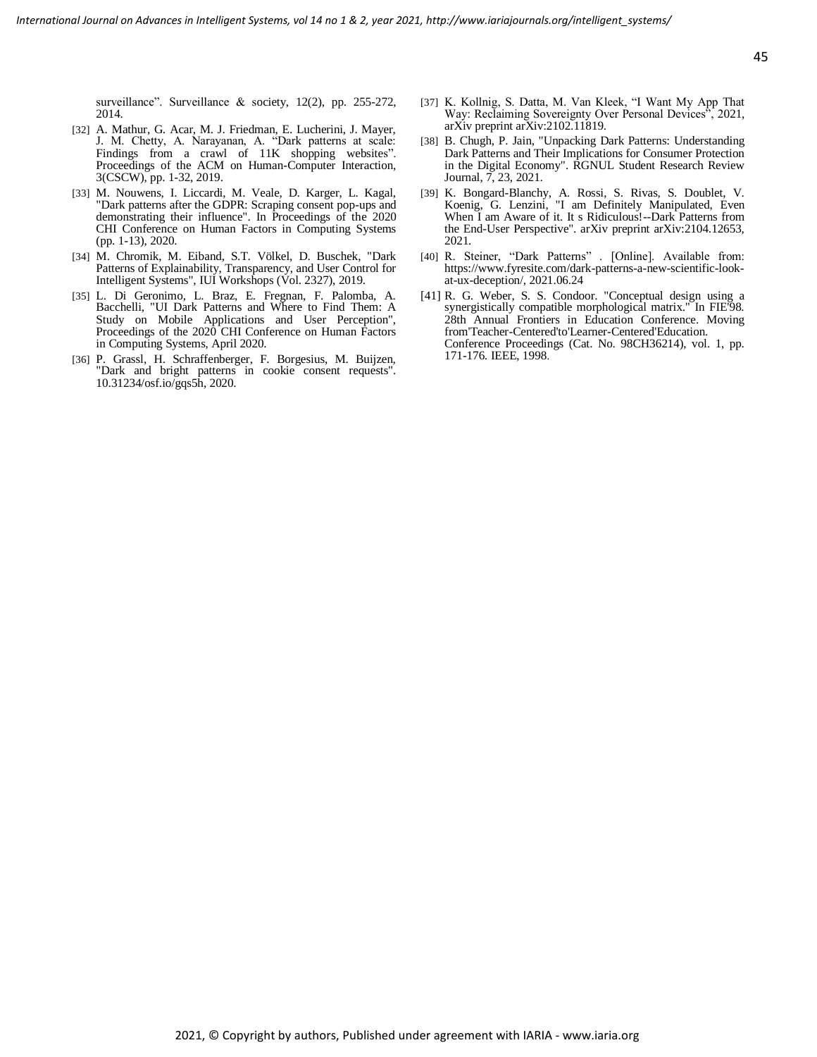surveillance". Surveillance & society, 12(2), pp. 255-272, 2014.

[32] A. Mathur, G. Acar, M. J. Friedman, E. Lucherini, J. Mayer, J. M. Chetty, A. Narayanan, A. "Dark patterns at scale: Findings from a crawl of 11K shopping websites". Proceedings of the ACM on Human-Computer Interaction, 3(CSCW), pp. 1-32, 2019.

[33] M. Nouwens, I. Liccardi, M. Veale, D. Karger, L. Kagal, "Dark patterns after the GDPR: Scraping consent pop-ups and demonstrating their influence". In Proceedings of the 2020 CHI Conference on Human Factors in Computing Systems (pp. 1-13), 2020.

[34] M. Chromik, M. Eiband, S.T. Völkel, D. Buschek, "Dark Patterns of Explainability, Transparency, and User Control for Intelligent Systems", IUI Workshops (Vol. 2327), 2019.

[35] L. Di Geronimo, L. Braz, E. Fregnan, F. Palomba, A. Bacchelli, "UI Dark Patterns and Where to Find Them: A Study on Mobile Applications and User Perception", Proceedings of the 2020 CHI Conference on Human Factors in Computing Systems, April 2020.

[36] P. Grassl, H. Schraffenberger, F. Borgesius, M. Buijzen, "Dark and bright patterns in cookie consent requests". 10.31234/osf.io/gqs5h, 2020.

[37] K. Kollnig, S. Datta, M. Van Kleek, "I Want My App That Way: Reclaiming Sovereignty Over Personal Devices", 2021, arXiv preprint arXiv:2102.11819.

[38] B. Chugh, P. Jain, "Unpacking Dark Patterns: Understanding Dark Patterns and Their Implications for Consumer Protection in the Digital Economy". RGNUL Student Research Review Journal, 7, 23, 2021.

[39] K. Bongard-Blanchy, A. Rossi, S. Rivas, S. Doublet, V. Koenig, G. Lenzini, "I am Definitely Manipulated, Even When I am Aware of it. It s Ridiculous!--Dark Patterns from the End-User Perspective". arXiv preprint arXiv:2104.12653, 2021.

[40] R. Steiner, "Dark Patterns" . [Online]. Available from: https://www.fyresite.com/dark-patterns-a-new-scientific-look-at-ux-deception/, 2021.06.24

[41] R. G. Weber, S. S. Condoor. "Conceptual design using a synergistically compatible morphological matrix." In FIE'98. 28th Annual Frontiers in Education Conference. Moving from'Teacher-Centered'to'Learner-Centered'Education. Conference Proceedings (Cat. No. 98CH36214), vol. 1, pp. 171-176. IEEE, 1998.